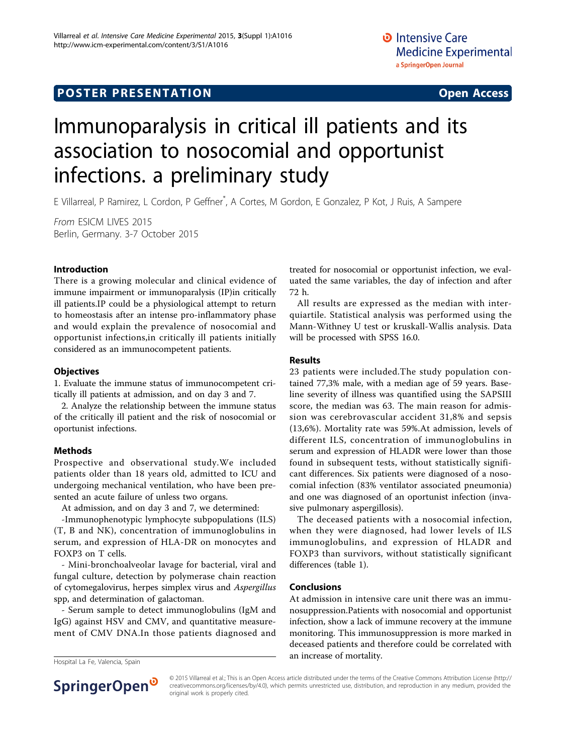POSTER PRESENTATION Open Access

# Immunoparalysis in critical ill patients and its association to nosocomial and opportunist infections. a preliminary study

E Villarreal, P Ramirez, L Cordon, P Geffner*, A Cortes, M Gordon, E Gonzalez, P Kot, J Ruis, A Sampere

*From* ESICM LIVES 2015
Berlin, Germany. 3-7 October 2015

## Introduction

There is a growing molecular and clinical evidence of immune impairment or immunoparalysis (IP)in critically ill patients.IP could be a physiological attempt to return to homeostasis after an intense pro-inflammatory phase and would explain the prevalence of nosocomial and opportunist infections,in critically ill patients initially considered as an immunocompetent patients.

## Objectives

1. Evaluate the immune status of immunocompetent critically ill patients at admission, and on day 3 and 7.

2. Analyze the relationship between the immune status of the critically ill patient and the risk of nosocomial or oportunist infections.

## Methods

Prospective and observational study.We included patients older than 18 years old, admitted to ICU and undergoing mechanical ventilation, who have been presented an acute failure of unless two organs.

At admission, and on day 3 and 7, we determined:

-Immunophenotypic lymphocyte subpopulations (ILS) (T, B and NK), concentration of immunoglobulins in serum, and expression of HLA-DR on monocytes and FOXP3 on T cells.

- Mini-bronchoalveolar lavage for bacterial, viral and fungal culture, detection by polymerase chain reaction of cytomegalovirus, herpes simplex virus and *Aspergillus* spp, and determination of galactoman.

- Serum sample to detect immunoglobulins (IgM and IgG) against HSV and CMV, and quantitative measurement of CMV DNA.In those patients diagnosed and treated for nosocomial or opportunist infection, we evaluated the same variables, the day of infection and after 72 h.

All results are expressed as the median with interquiartile. Statistical analysis was performed using the Mann-Withney U test or kruskall-Wallis analysis. Data will be processed with SPSS 16.0.

## Results

23 patients were included.The study population contained 77,3% male, with a median age of 59 years. Baseline severity of illness was quantified using the SAPSIII score, the median was 63. The main reason for admission was cerebrovascular accident 31,8% and sepsis (13,6%). Mortality rate was 59%.At admission, levels of different ILS, concentration of immunoglobulins in serum and expression of HLADR were lower than those found in subsequent tests, without statistically significant differences. Six patients were diagnosed of a nosocomial infection (83% ventilator associated pneumonia) and one was diagnosed of an oportunist infection (invasive pulmonary aspergillosis).

The deceased patients with a nosocomial infection, when they were diagnosed, had lower levels of ILS immunoglobulins, and expression of HLADR and FOXP3 than survivors, without statistically significant differences (table 1).

## Conclusions

At admission in intensive care unit there was an immunosuppression.Patients with nosocomial and opportunist infection, show a lack of immune recovery at the immune monitoring. This immunosuppression is more marked in deceased patients and therefore could be correlated with an increase of mortality.

Hospital La Fe, Valencia, Spain

© 2015 Villarreal et al.; This is an Open Access article distributed under the terms of the Creative Commons Attribution License (http://creativecommons.org/licenses/by/4.0), which permits unrestricted use, distribution, and reproduction in any medium, provided the original work is properly cited.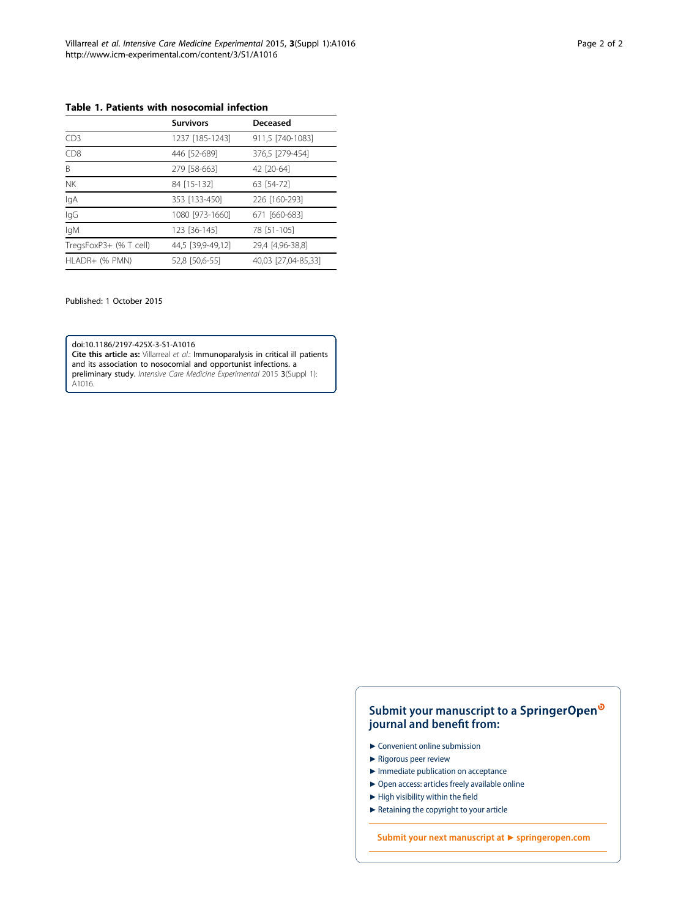**Table 1. Patients with nosocomial infection**

| | Survivors | Deceased |
|---|---|---|
| CD3 | 1237 [185-1243] | 911,5 [740-1083] |
| CD8 | 446 [52-689] | 376,5 [279-454] |
| B | 279 [58-663] | 42 [20-64] |
| NK | 84 [15-132] | 63 [54-72] |
| IgA | 353 [133-450] | 226 [160-293] |
| IgG | 1080 [973-1660] | 671 [660-683] |
| IgM | 123 [36-145] | 78 [51-105] |
| TregsFoxP3+ (% T cell) | 44,5 [39,9-49,12] | 29,4 [4,96-38,8] |
| HLADR+ (% PMN) | 52,8 [50,6-55] | 40,03 [27,04-85,33] |

Published: 1 October 2015

doi:10.1186/2197-425X-3-S1-A1016

**Cite this article as:** Villarreal *et al.*: Immunoparalysis in critical ill patients and its association to nosocomial and opportunist infections. a preliminary study. *Intensive Care Medicine Experimental* 2015 **3**(Suppl 1): A1016.

**Submit your manuscript to a SpringerOpen journal and benefit from:**

- ► Convenient online submission
- ► Rigorous peer review
- ► Immediate publication on acceptance
- ► Open access: articles freely available online
- ► High visibility within the field
- ► Retaining the copyright to your article

**Submit your next manuscript at ► springeropen.com**